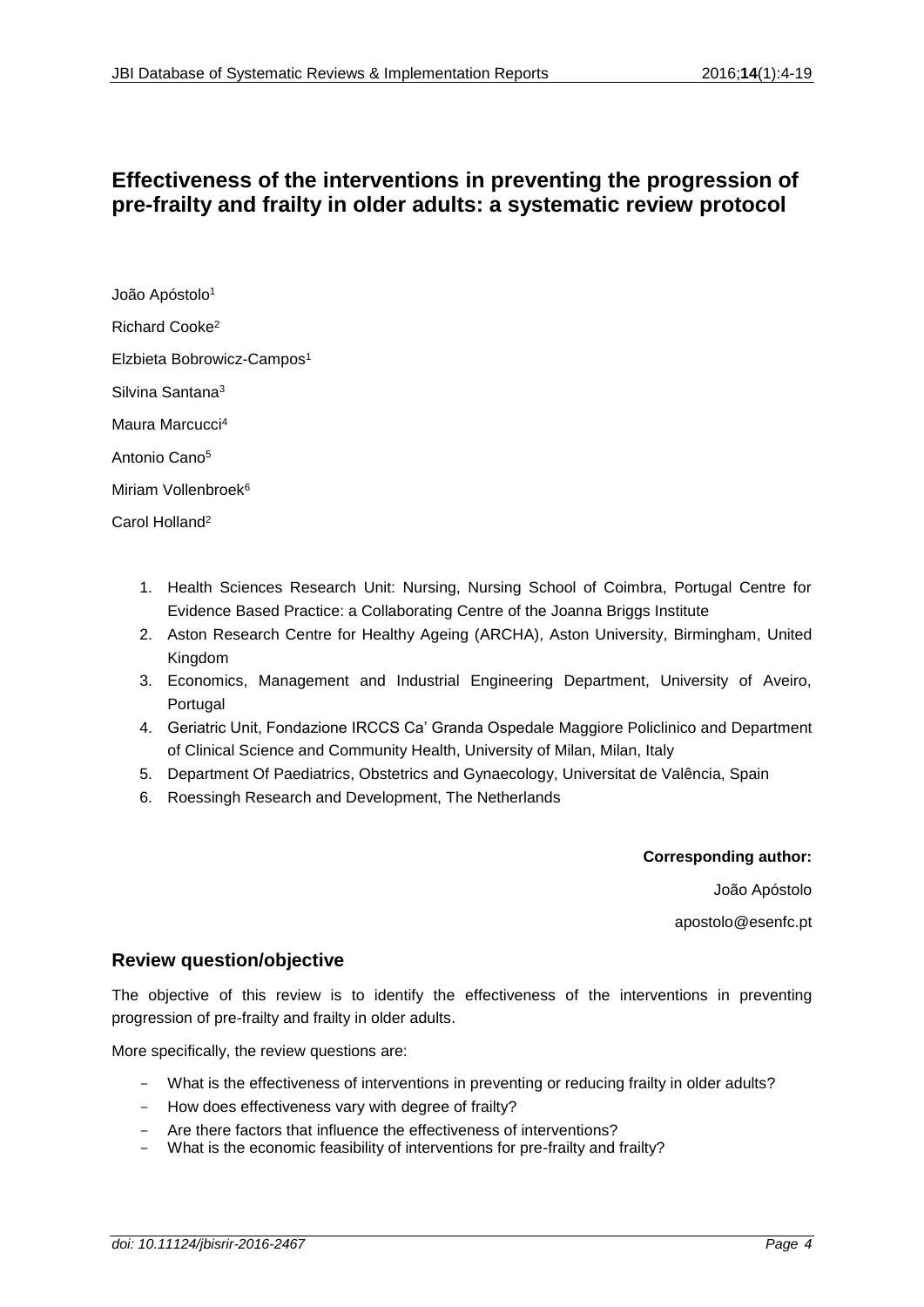# Effectiveness of the interventions in preventing the progression of pre-frailty and frailty in older adults: a systematic review protocol

João Apóstolo[1]

Richard Cooke[2]

Elzbieta Bobrowicz-Campos[1]

Silvina Santana[3]

Maura Marcucci[4]

Antonio Cano[5]

Miriam Vollenbroek[6]

Carol Holland[2]

1. Health Sciences Research Unit: Nursing, Nursing School of Coimbra, Portugal Centre for Evidence Based Practice: a Collaborating Centre of the Joanna Briggs Institute
2. Aston Research Centre for Healthy Ageing (ARCHA), Aston University, Birmingham, United Kingdom
3. Economics, Management and Industrial Engineering Department, University of Aveiro, Portugal
4. Geriatric Unit, Fondazione IRCCS Ca' Granda Ospedale Maggiore Policlinico and Department of Clinical Science and Community Health, University of Milan, Milan, Italy
5. Department Of Paediatrics, Obstetrics and Gynaecology, Universitat de Valência, Spain
6. Roessingh Research and Development, The Netherlands

**Corresponding author:**

João Apóstolo

apostolo@esenfc.pt

## Review question/objective

The objective of this review is to identify the effectiveness of the interventions in preventing progression of pre-frailty and frailty in older adults.

More specifically, the review questions are:

- What is the effectiveness of interventions in preventing or reducing frailty in older adults?
- How does effectiveness vary with degree of frailty?
- Are there factors that influence the effectiveness of interventions?
- What is the economic feasibility of interventions for pre-frailty and frailty?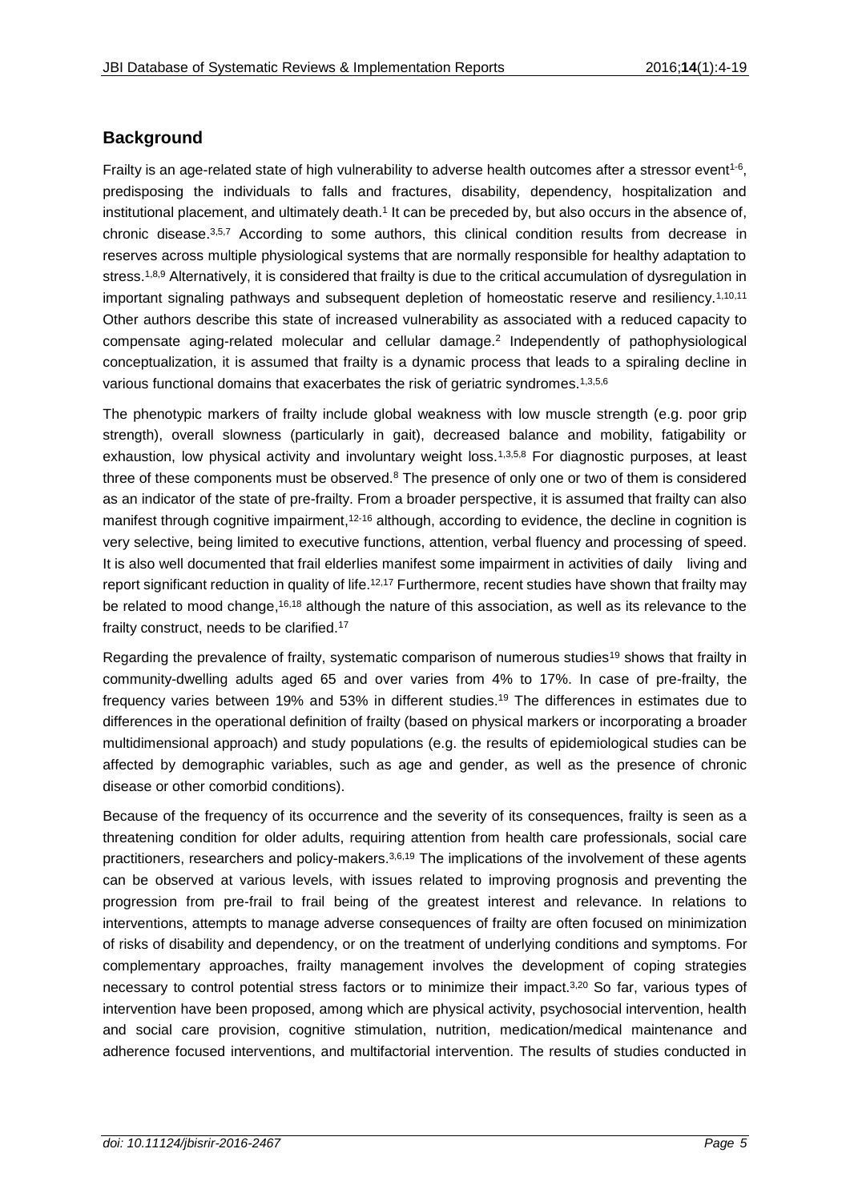## Background

Frailty is an age-related state of high vulnerability to adverse health outcomes after a stressor event[1-6], predisposing the individuals to falls and fractures, disability, dependency, hospitalization and institutional placement, and ultimately death.[1] It can be preceded by, but also occurs in the absence of, chronic disease.[3,5,7] According to some authors, this clinical condition results from decrease in reserves across multiple physiological systems that are normally responsible for healthy adaptation to stress.[1,8,9] Alternatively, it is considered that frailty is due to the critical accumulation of dysregulation in important signaling pathways and subsequent depletion of homeostatic reserve and resiliency.[1,10,11] Other authors describe this state of increased vulnerability as associated with a reduced capacity to compensate aging-related molecular and cellular damage.[2] Independently of pathophysiological conceptualization, it is assumed that frailty is a dynamic process that leads to a spiraling decline in various functional domains that exacerbates the risk of geriatric syndromes.[1,3,5,6]

The phenotypic markers of frailty include global weakness with low muscle strength (e.g. poor grip strength), overall slowness (particularly in gait), decreased balance and mobility, fatigability or exhaustion, low physical activity and involuntary weight loss.[1,3,5,8] For diagnostic purposes, at least three of these components must be observed.[8] The presence of only one or two of them is considered as an indicator of the state of pre-frailty. From a broader perspective, it is assumed that frailty can also manifest through cognitive impairment,[12-16] although, according to evidence, the decline in cognition is very selective, being limited to executive functions, attention, verbal fluency and processing of speed. It is also well documented that frail elderlies manifest some impairment in activities of daily living and report significant reduction in quality of life.[12,17] Furthermore, recent studies have shown that frailty may be related to mood change,[16,18] although the nature of this association, as well as its relevance to the frailty construct, needs to be clarified.[17]

Regarding the prevalence of frailty, systematic comparison of numerous studies[19] shows that frailty in community-dwelling adults aged 65 and over varies from 4% to 17%. In case of pre-frailty, the frequency varies between 19% and 53% in different studies.[19] The differences in estimates due to differences in the operational definition of frailty (based on physical markers or incorporating a broader multidimensional approach) and study populations (e.g. the results of epidemiological studies can be affected by demographic variables, such as age and gender, as well as the presence of chronic disease or other comorbid conditions).

Because of the frequency of its occurrence and the severity of its consequences, frailty is seen as a threatening condition for older adults, requiring attention from health care professionals, social care practitioners, researchers and policy-makers.[3,6,19] The implications of the involvement of these agents can be observed at various levels, with issues related to improving prognosis and preventing the progression from pre-frail to frail being of the greatest interest and relevance. In relations to interventions, attempts to manage adverse consequences of frailty are often focused on minimization of risks of disability and dependency, or on the treatment of underlying conditions and symptoms. For complementary approaches, frailty management involves the development of coping strategies necessary to control potential stress factors or to minimize their impact.[3,20] So far, various types of intervention have been proposed, among which are physical activity, psychosocial intervention, health and social care provision, cognitive stimulation, nutrition, medication/medical maintenance and adherence focused interventions, and multifactorial intervention. The results of studies conducted in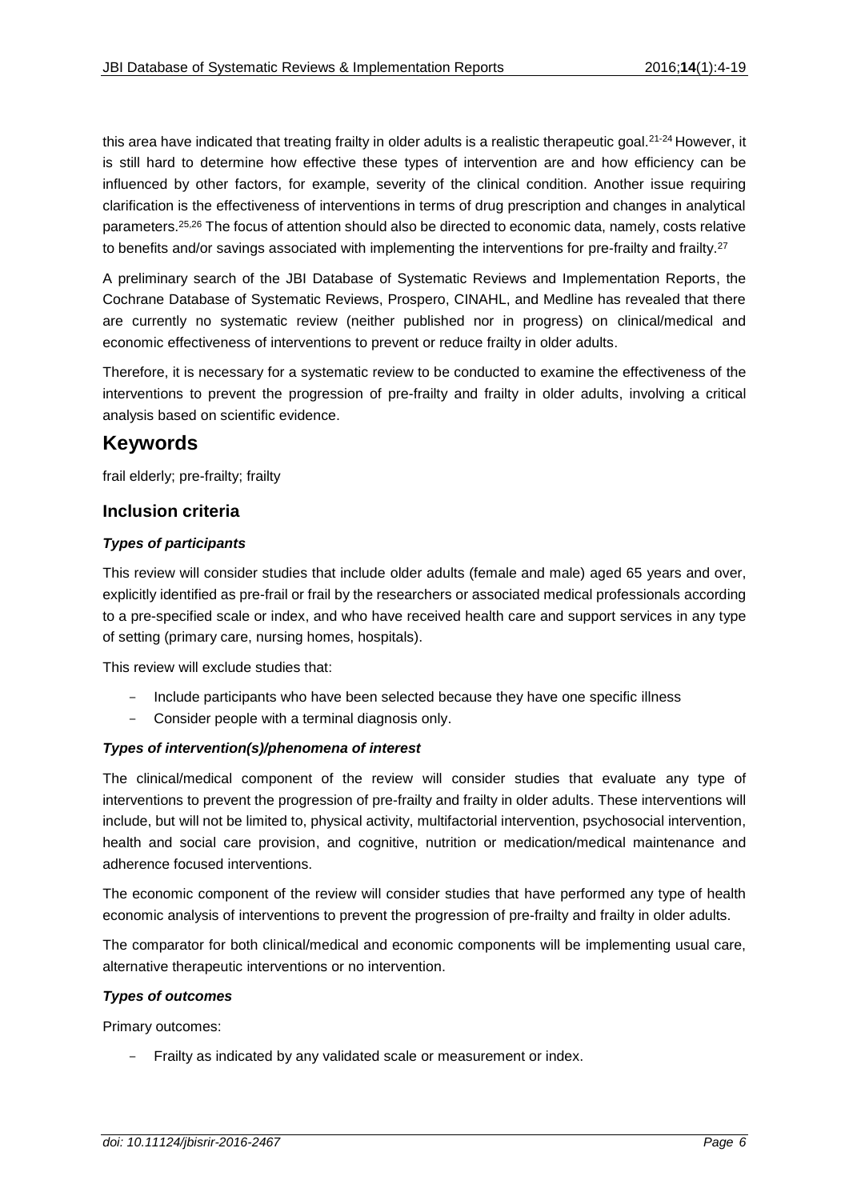this area have indicated that treating frailty in older adults is a realistic therapeutic goal.[21-24] However, it is still hard to determine how effective these types of intervention are and how efficiency can be influenced by other factors, for example, severity of the clinical condition. Another issue requiring clarification is the effectiveness of interventions in terms of drug prescription and changes in analytical parameters.[25,26] The focus of attention should also be directed to economic data, namely, costs relative to benefits and/or savings associated with implementing the interventions for pre-frailty and frailty.[27]

A preliminary search of the JBI Database of Systematic Reviews and Implementation Reports, the Cochrane Database of Systematic Reviews, Prospero, CINAHL, and Medline has revealed that there are currently no systematic review (neither published nor in progress) on clinical/medical and economic effectiveness of interventions to prevent or reduce frailty in older adults.

Therefore, it is necessary for a systematic review to be conducted to examine the effectiveness of the interventions to prevent the progression of pre-frailty and frailty in older adults, involving a critical analysis based on scientific evidence.

# Keywords

frail elderly; pre-frailty; frailty

## Inclusion criteria

### *Types of participants*

This review will consider studies that include older adults (female and male) aged 65 years and over, explicitly identified as pre-frail or frail by the researchers or associated medical professionals according to a pre-specified scale or index, and who have received health care and support services in any type of setting (primary care, nursing homes, hospitals).

This review will exclude studies that:

- Include participants who have been selected because they have one specific illness
- Consider people with a terminal diagnosis only.

### *Types of intervention(s)/phenomena of interest*

The clinical/medical component of the review will consider studies that evaluate any type of interventions to prevent the progression of pre-frailty and frailty in older adults. These interventions will include, but will not be limited to, physical activity, multifactorial intervention, psychosocial intervention, health and social care provision, and cognitive, nutrition or medication/medical maintenance and adherence focused interventions.

The economic component of the review will consider studies that have performed any type of health economic analysis of interventions to prevent the progression of pre-frailty and frailty in older adults.

The comparator for both clinical/medical and economic components will be implementing usual care, alternative therapeutic interventions or no intervention.

### *Types of outcomes*

Primary outcomes:

- Frailty as indicated by any validated scale or measurement or index.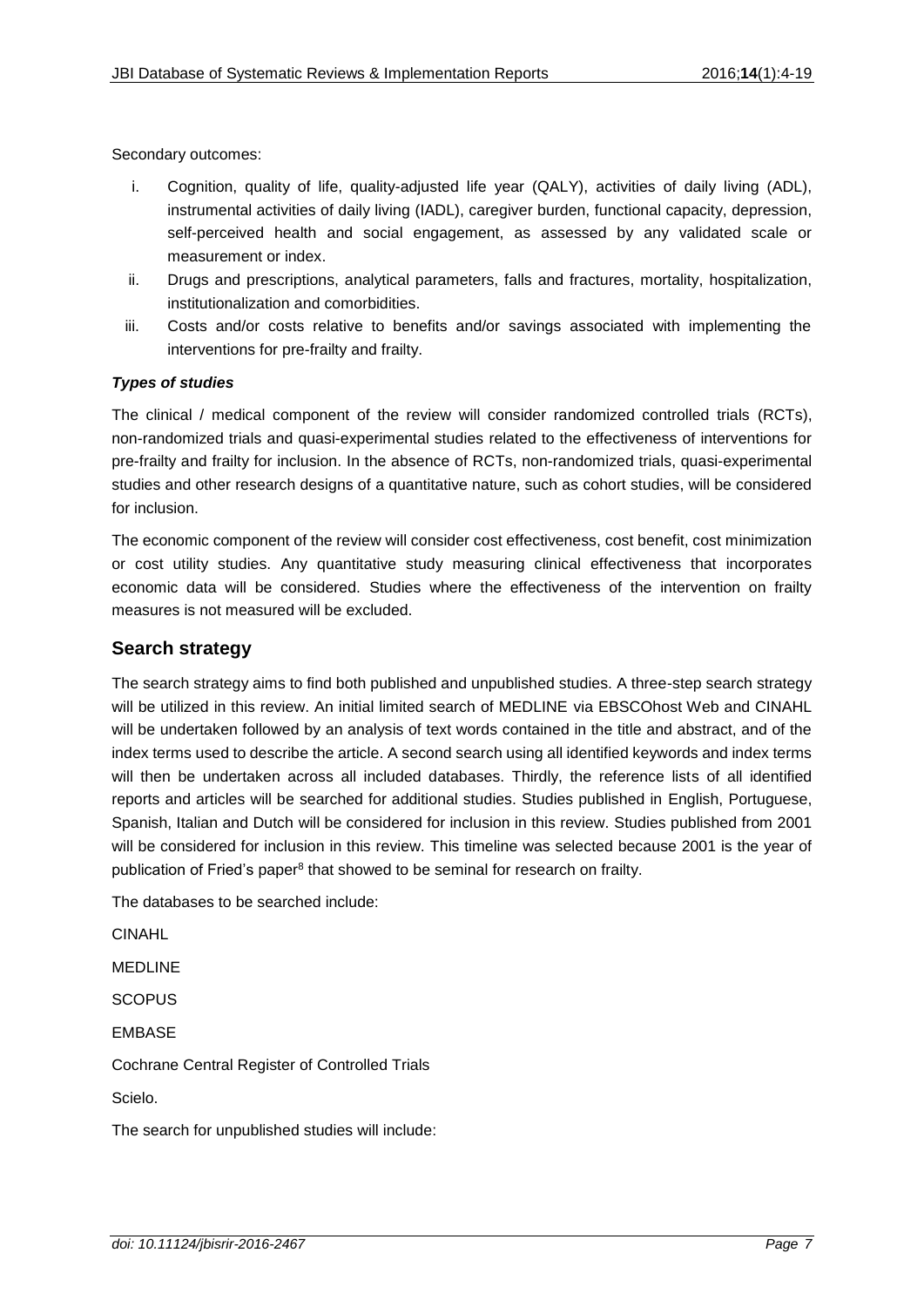Secondary outcomes:

i. Cognition, quality of life, quality-adjusted life year (QALY), activities of daily living (ADL), instrumental activities of daily living (IADL), caregiver burden, functional capacity, depression, self-perceived health and social engagement, as assessed by any validated scale or measurement or index.
ii. Drugs and prescriptions, analytical parameters, falls and fractures, mortality, hospitalization, institutionalization and comorbidities.
iii. Costs and/or costs relative to benefits and/or savings associated with implementing the interventions for pre-frailty and frailty.

***Types of studies***

The clinical / medical component of the review will consider randomized controlled trials (RCTs), non-randomized trials and quasi-experimental studies related to the effectiveness of interventions for pre-frailty and frailty for inclusion. In the absence of RCTs, non-randomized trials, quasi-experimental studies and other research designs of a quantitative nature, such as cohort studies, will be considered for inclusion.

The economic component of the review will consider cost effectiveness, cost benefit, cost minimization or cost utility studies. Any quantitative study measuring clinical effectiveness that incorporates economic data will be considered. Studies where the effectiveness of the intervention on frailty measures is not measured will be excluded.

## Search strategy

The search strategy aims to find both published and unpublished studies. A three-step search strategy will be utilized in this review. An initial limited search of MEDLINE via EBSCOhost Web and CINAHL will be undertaken followed by an analysis of text words contained in the title and abstract, and of the index terms used to describe the article. A second search using all identified keywords and index terms will then be undertaken across all included databases. Thirdly, the reference lists of all identified reports and articles will be searched for additional studies. Studies published in English, Portuguese, Spanish, Italian and Dutch will be considered for inclusion in this review. Studies published from 2001 will be considered for inclusion in this review. This timeline was selected because 2001 is the year of publication of Fried's paper[8] that showed to be seminal for research on frailty.

The databases to be searched include:

CINAHL

MEDLINE

SCOPUS

EMBASE

Cochrane Central Register of Controlled Trials

Scielo.

The search for unpublished studies will include: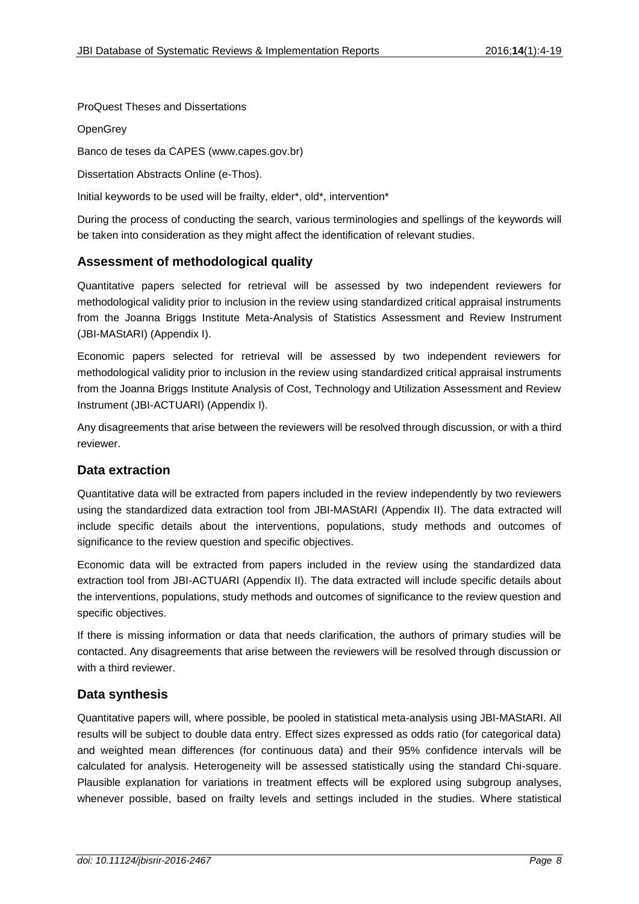ProQuest Theses and Dissertations

OpenGrey

Banco de teses da CAPES (www.capes.gov.br)

Dissertation Abstracts Online (e-Thos).

Initial keywords to be used will be frailty, elder*, old*, intervention*

During the process of conducting the search, various terminologies and spellings of the keywords will be taken into consideration as they might affect the identification of relevant studies.

## Assessment of methodological quality

Quantitative papers selected for retrieval will be assessed by two independent reviewers for methodological validity prior to inclusion in the review using standardized critical appraisal instruments from the Joanna Briggs Institute Meta-Analysis of Statistics Assessment and Review Instrument (JBI-MAStARI) (Appendix I).

Economic papers selected for retrieval will be assessed by two independent reviewers for methodological validity prior to inclusion in the review using standardized critical appraisal instruments from the Joanna Briggs Institute Analysis of Cost, Technology and Utilization Assessment and Review Instrument (JBI-ACTUARI) (Appendix I).

Any disagreements that arise between the reviewers will be resolved through discussion, or with a third reviewer.

## Data extraction

Quantitative data will be extracted from papers included in the review independently by two reviewers using the standardized data extraction tool from JBI-MAStARI (Appendix II). The data extracted will include specific details about the interventions, populations, study methods and outcomes of significance to the review question and specific objectives.

Economic data will be extracted from papers included in the review using the standardized data extraction tool from JBI-ACTUARI (Appendix II). The data extracted will include specific details about the interventions, populations, study methods and outcomes of significance to the review question and specific objectives.

If there is missing information or data that needs clarification, the authors of primary studies will be contacted. Any disagreements that arise between the reviewers will be resolved through discussion or with a third reviewer.

## Data synthesis

Quantitative papers will, where possible, be pooled in statistical meta-analysis using JBI-MAStARI. All results will be subject to double data entry. Effect sizes expressed as odds ratio (for categorical data) and weighted mean differences (for continuous data) and their 95% confidence intervals will be calculated for analysis. Heterogeneity will be assessed statistically using the standard Chi-square. Plausible explanation for variations in treatment effects will be explored using subgroup analyses, whenever possible, based on frailty levels and settings included in the studies. Where statistical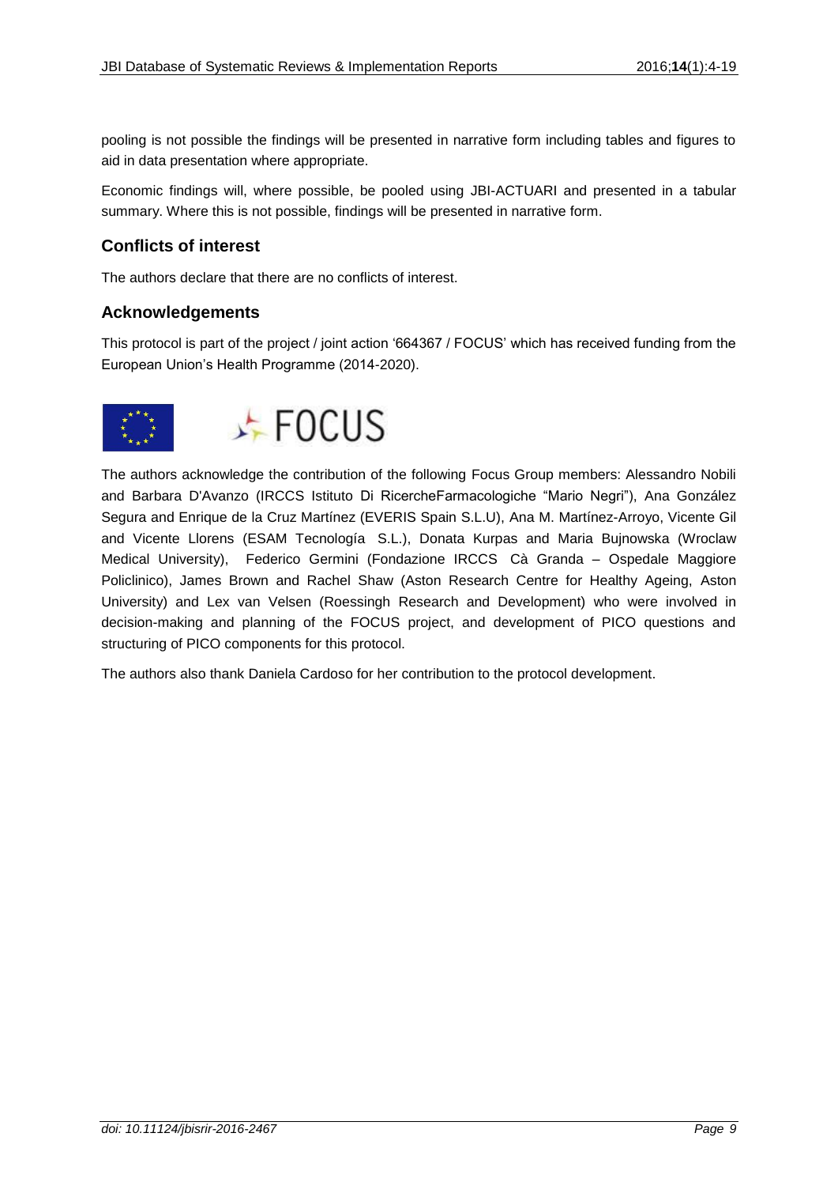pooling is not possible the findings will be presented in narrative form including tables and figures to aid in data presentation where appropriate.

Economic findings will, where possible, be pooled using JBI-ACTUARI and presented in a tabular summary. Where this is not possible, findings will be presented in narrative form.

## Conflicts of interest

The authors declare that there are no conflicts of interest.

## Acknowledgements

This protocol is part of the project / joint action '664367 / FOCUS' which has received funding from the European Union's Health Programme (2014-2020).

The authors acknowledge the contribution of the following Focus Group members: Alessandro Nobili and Barbara D'Avanzo (IRCCS Istituto Di RicercheFarmacologiche "Mario Negri"), Ana González Segura and Enrique de la Cruz Martínez (EVERIS Spain S.L.U), Ana M. Martínez-Arroyo, Vicente Gil and Vicente Llorens (ESAM Tecnología S.L.), Donata Kurpas and Maria Bujnowska (Wroclaw Medical University), Federico Germini (Fondazione IRCCS Cà Granda – Ospedale Maggiore Policlinico), James Brown and Rachel Shaw (Aston Research Centre for Healthy Ageing, Aston University) and Lex van Velsen (Roessingh Research and Development) who were involved in decision-making and planning of the FOCUS project, and development of PICO questions and structuring of PICO components for this protocol.

The authors also thank Daniela Cardoso for her contribution to the protocol development.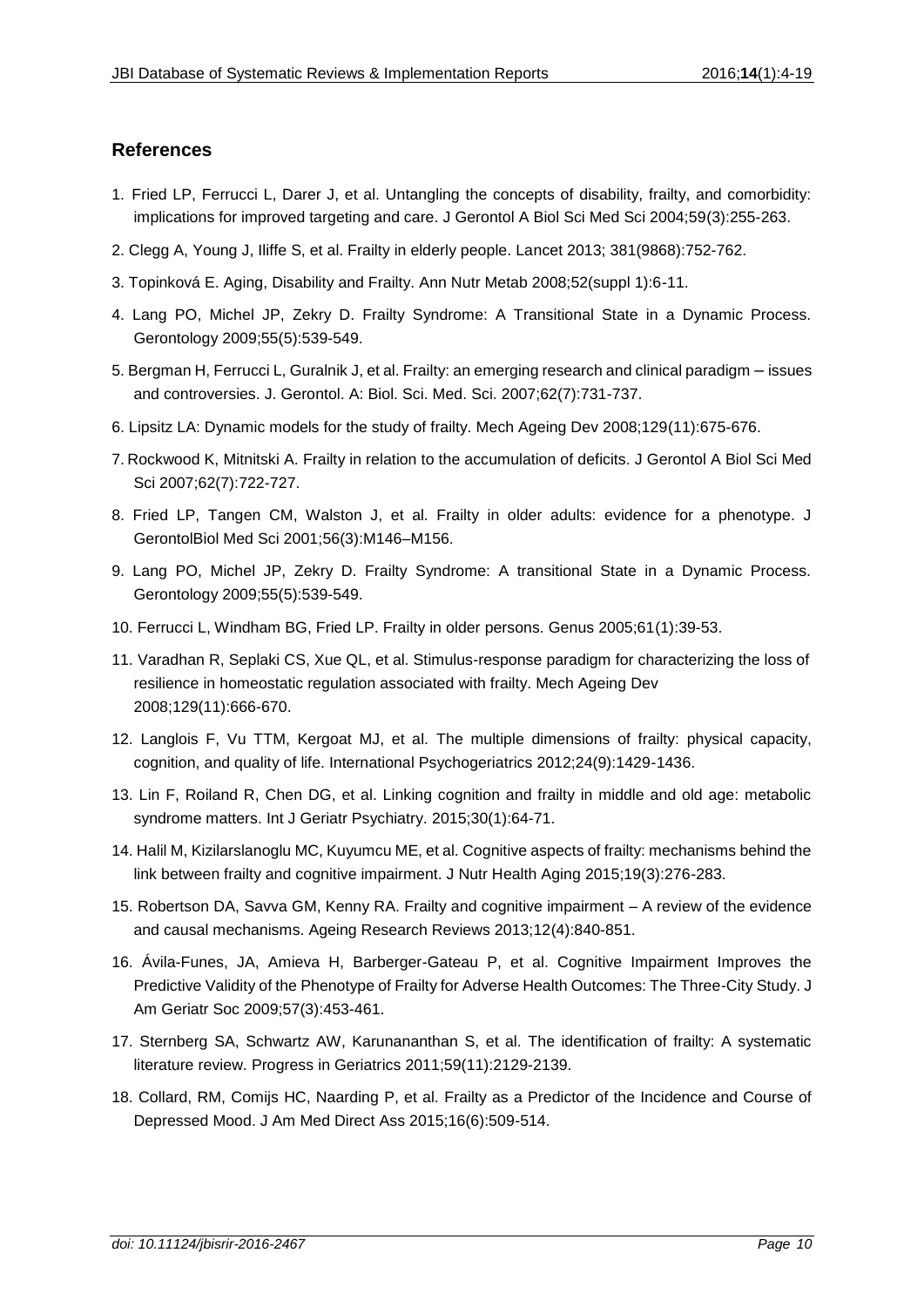## References

1. Fried LP, Ferrucci L, Darer J, et al. Untangling the concepts of disability, frailty, and comorbidity: implications for improved targeting and care. J Gerontol A Biol Sci Med Sci 2004;59(3):255-263.
2. Clegg A, Young J, Iliffe S, et al. Frailty in elderly people. Lancet 2013; 381(9868):752-762.
3. Topinková E. Aging, Disability and Frailty. Ann Nutr Metab 2008;52(suppl 1):6-11.
4. Lang PO, Michel JP, Zekry D. Frailty Syndrome: A Transitional State in a Dynamic Process. Gerontology 2009;55(5):539-549.
5. Bergman H, Ferrucci L, Guralnik J, et al. Frailty: an emerging research and clinical paradigm – issues and controversies. J. Gerontol. A: Biol. Sci. Med. Sci. 2007;62(7):731-737.
6. Lipsitz LA: Dynamic models for the study of frailty. Mech Ageing Dev 2008;129(11):675-676.
7. Rockwood K, Mitnitski A. Frailty in relation to the accumulation of deficits. J Gerontol A Biol Sci Med Sci 2007;62(7):722-727.
8. Fried LP, Tangen CM, Walston J, et al. Frailty in older adults: evidence for a phenotype. J GerontolBiol Med Sci 2001;56(3):M146–M156.
9. Lang PO, Michel JP, Zekry D. Frailty Syndrome: A transitional State in a Dynamic Process. Gerontology 2009;55(5):539-549.
10. Ferrucci L, Windham BG, Fried LP. Frailty in older persons. Genus 2005;61(1):39-53.
11. Varadhan R, Seplaki CS, Xue QL, et al. Stimulus-response paradigm for characterizing the loss of resilience in homeostatic regulation associated with frailty. Mech Ageing Dev 2008;129(11):666-670.
12. Langlois F, Vu TTM, Kergoat MJ, et al. The multiple dimensions of frailty: physical capacity, cognition, and quality of life. International Psychogeriatrics 2012;24(9):1429-1436.
13. Lin F, Roiland R, Chen DG, et al. Linking cognition and frailty in middle and old age: metabolic syndrome matters. Int J Geriatr Psychiatry. 2015;30(1):64-71.
14. Halil M, Kizilarslanoglu MC, Kuyumcu ME, et al. Cognitive aspects of frailty: mechanisms behind the link between frailty and cognitive impairment. J Nutr Health Aging 2015;19(3):276-283.
15. Robertson DA, Savva GM, Kenny RA. Frailty and cognitive impairment – A review of the evidence and causal mechanisms. Ageing Research Reviews 2013;12(4):840-851.
16. Ávila-Funes, JA, Amieva H, Barberger-Gateau P, et al. Cognitive Impairment Improves the Predictive Validity of the Phenotype of Frailty for Adverse Health Outcomes: The Three-City Study. J Am Geriatr Soc 2009;57(3):453-461.
17. Sternberg SA, Schwartz AW, Karunananthan S, et al. The identification of frailty: A systematic literature review. Progress in Geriatrics 2011;59(11):2129-2139.
18. Collard, RM, Comijs HC, Naarding P, et al. Frailty as a Predictor of the Incidence and Course of Depressed Mood. J Am Med Direct Ass 2015;16(6):509-514.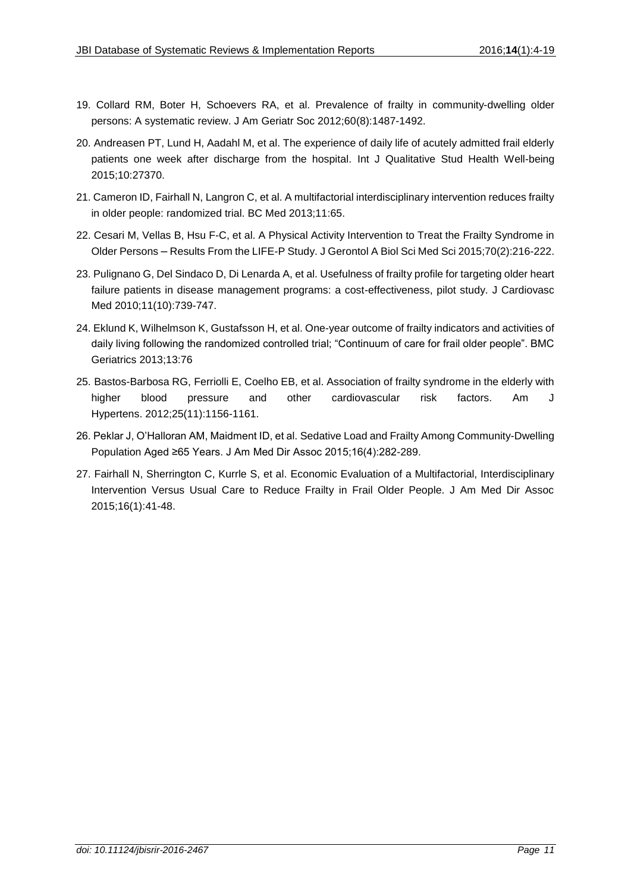19. Collard RM, Boter H, Schoevers RA, et al. Prevalence of frailty in community-dwelling older persons: A systematic review. J Am Geriatr Soc 2012;60(8):1487-1492.
20. Andreasen PT, Lund H, Aadahl M, et al. The experience of daily life of acutely admitted frail elderly patients one week after discharge from the hospital. Int J Qualitative Stud Health Well-being 2015;10:27370.
21. Cameron ID, Fairhall N, Langron C, et al. A multifactorial interdisciplinary intervention reduces frailty in older people: randomized trial. BC Med 2013;11:65.
22. Cesari M, Vellas B, Hsu F-C, et al. A Physical Activity Intervention to Treat the Frailty Syndrome in Older Persons – Results From the LIFE-P Study. J Gerontol A Biol Sci Med Sci 2015;70(2):216-222.
23. Pulignano G, Del Sindaco D, Di Lenarda A, et al. Usefulness of frailty profile for targeting older heart failure patients in disease management programs: a cost-effectiveness, pilot study. J Cardiovasc Med 2010;11(10):739-747.
24. Eklund K, Wilhelmson K, Gustafsson H, et al. One-year outcome of frailty indicators and activities of daily living following the randomized controlled trial; "Continuum of care for frail older people". BMC Geriatrics 2013;13:76
25. Bastos-Barbosa RG, Ferriolli E, Coelho EB, et al. Association of frailty syndrome in the elderly with higher blood pressure and other cardiovascular risk factors. Am J Hypertens. 2012;25(11):1156-1161.
26. Peklar J, O'Halloran AM, Maidment ID, et al. Sedative Load and Frailty Among Community-Dwelling Population Aged ≥65 Years. J Am Med Dir Assoc 2015;16(4):282-289.
27. Fairhall N, Sherrington C, Kurrle S, et al. Economic Evaluation of a Multifactorial, Interdisciplinary Intervention Versus Usual Care to Reduce Frailty in Frail Older People. J Am Med Dir Assoc 2015;16(1):41-48.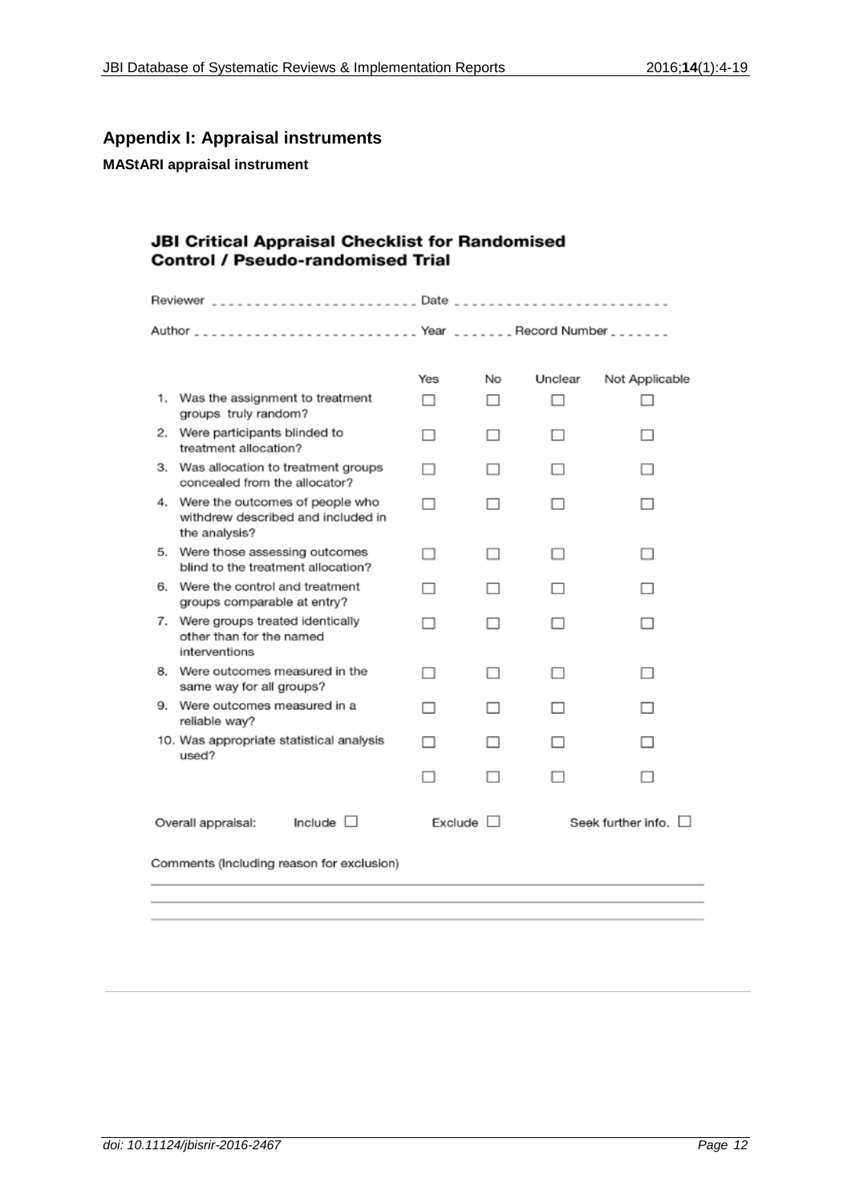## Appendix I: Appraisal instruments

**MAStARI appraisal instrument**

### JBI Critical Appraisal Checklist for Randomised Control / Pseudo-randomised Trial

Reviewer \_\_\_\_\_\_\_\_\_\_\_\_\_\_\_\_\_\_\_\_\_\_\_\_ Date \_\_\_\_\_\_\_\_\_\_\_\_\_\_\_\_\_\_\_\_\_\_\_\_

Author \_\_\_\_\_\_\_\_\_\_\_\_\_\_\_\_\_\_\_\_\_\_\_\_\_\_ Year \_\_\_\_\_\_\_ Record Number \_\_\_\_\_\_\_

| | Yes | No | Unclear | Not Applicable |
|---|---|---|---|---|
| 1. Was the assignment to treatment groups truly random? | ☐ | ☐ | ☐ | ☐ |
| 2. Were participants blinded to treatment allocation? | ☐ | ☐ | ☐ | ☐ |
| 3. Was allocation to treatment groups concealed from the allocator? | ☐ | ☐ | ☐ | ☐ |
| 4. Were the outcomes of people who withdrew described and included in the analysis? | ☐ | ☐ | ☐ | ☐ |
| 5. Were those assessing outcomes blind to the treatment allocation? | ☐ | ☐ | ☐ | ☐ |
| 6. Were the control and treatment groups comparable at entry? | ☐ | ☐ | ☐ | ☐ |
| 7. Were groups treated identically other than for the named interventions | ☐ | ☐ | ☐ | ☐ |
| 8. Were outcomes measured in the same way for all groups? | ☐ | ☐ | ☐ | ☐ |
| 9. Were outcomes measured in a reliable way? | ☐ | ☐ | ☐ | ☐ |
| 10. Was appropriate statistical analysis used? | ☐ | ☐ | ☐ | ☐ |
| | ☐ | ☐ | ☐ | ☐ |

Overall appraisal: Include ☐ Exclude ☐ Seek further info. ☐

Comments (Including reason for exclusion)

\_\_\_\_\_\_\_\_\_\_\_\_\_\_\_\_\_\_\_\_\_\_\_\_\_\_\_\_\_\_\_\_\_\_\_\_\_\_\_\_\_\_\_\_\_\_\_\_\_\_\_\_\_\_\_\_\_\_\_\_

\_\_\_\_\_\_\_\_\_\_\_\_\_\_\_\_\_\_\_\_\_\_\_\_\_\_\_\_\_\_\_\_\_\_\_\_\_\_\_\_\_\_\_\_\_\_\_\_\_\_\_\_\_\_\_\_\_\_\_\_

\_\_\_\_\_\_\_\_\_\_\_\_\_\_\_\_\_\_\_\_\_\_\_\_\_\_\_\_\_\_\_\_\_\_\_\_\_\_\_\_\_\_\_\_\_\_\_\_\_\_\_\_\_\_\_\_\_\_\_\_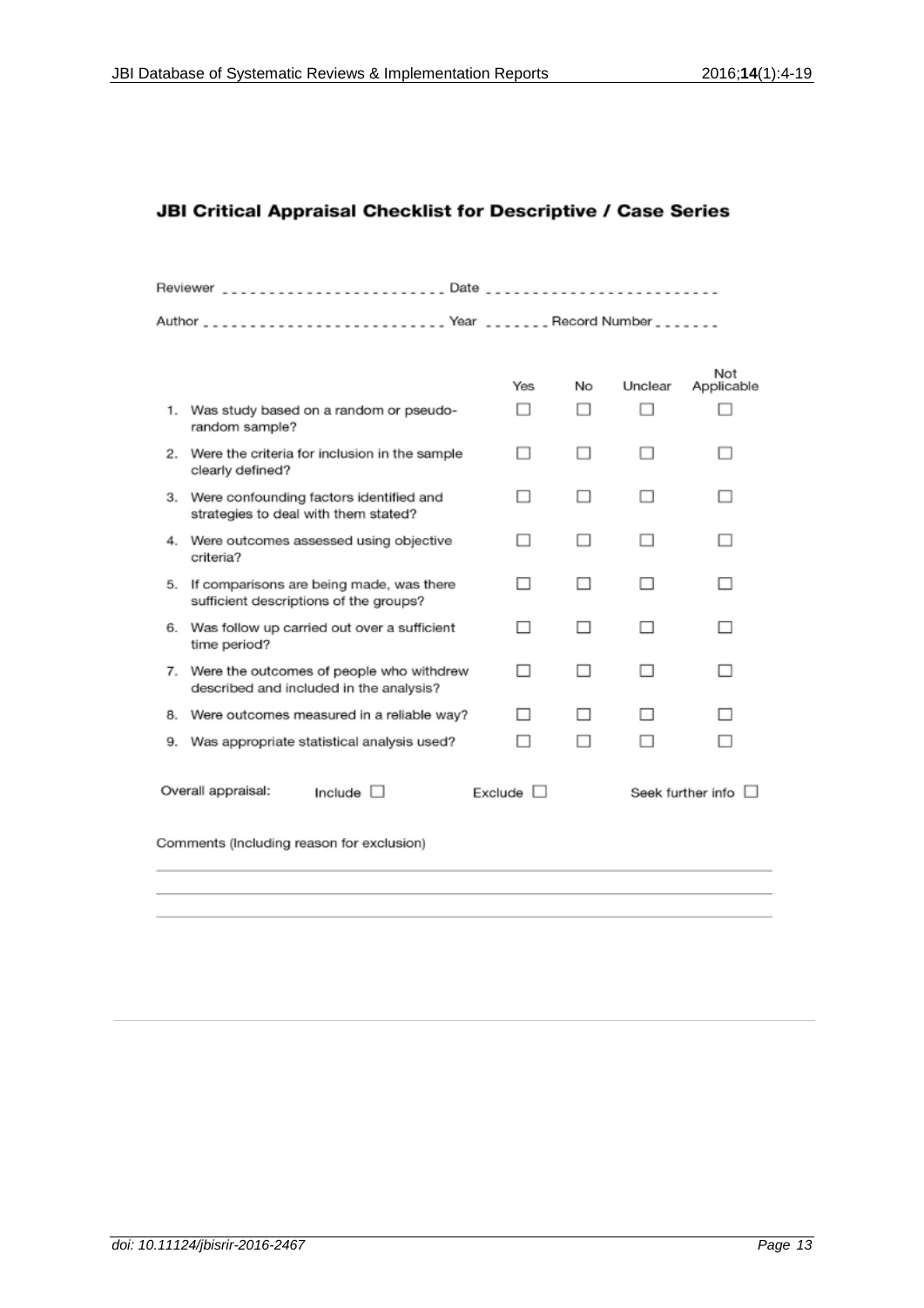## JBI Critical Appraisal Checklist for Descriptive / Case Series

Reviewer \_\_\_\_\_\_\_\_\_\_\_\_\_\_\_\_\_\_\_\_\_\_\_\_ Date \_\_\_\_\_\_\_\_\_\_\_\_\_\_\_\_\_\_\_\_\_\_\_\_

Author \_\_\_\_\_\_\_\_\_\_\_\_\_\_\_\_\_\_\_\_\_\_\_\_ Year \_\_\_\_\_\_\_ Record Number \_\_\_\_\_\_\_

| | Yes | No | Unclear | Not Applicable |
|---|---|---|---|---|
| 1. Was study based on a random or pseudo-random sample? | □ | □ | □ | □ |
| 2. Were the criteria for inclusion in the sample clearly defined? | □ | □ | □ | □ |
| 3. Were confounding factors identified and strategies to deal with them stated? | □ | □ | □ | □ |
| 4. Were outcomes assessed using objective criteria? | □ | □ | □ | □ |
| 5. If comparisons are being made, was there sufficient descriptions of the groups? | □ | □ | □ | □ |
| 6. Was follow up carried out over a sufficient time period? | □ | □ | □ | □ |
| 7. Were the outcomes of people who withdrew described and included in the analysis? | □ | □ | □ | □ |
| 8. Were outcomes measured in a reliable way? | □ | □ | □ | □ |
| 9. Was appropriate statistical analysis used? | □ | □ | □ | □ |

Overall appraisal: Include □ Exclude □ Seek further info □

Comments (Including reason for exclusion)

\_\_\_\_\_\_\_\_\_\_\_\_\_\_\_\_\_\_\_\_\_\_\_\_\_\_\_\_\_\_\_\_\_\_\_\_\_\_\_\_\_\_\_\_\_\_\_\_\_\_\_\_\_\_\_\_

\_\_\_\_\_\_\_\_\_\_\_\_\_\_\_\_\_\_\_\_\_\_\_\_\_\_\_\_\_\_\_\_\_\_\_\_\_\_\_\_\_\_\_\_\_\_\_\_\_\_\_\_\_\_\_\_

\_\_\_\_\_\_\_\_\_\_\_\_\_\_\_\_\_\_\_\_\_\_\_\_\_\_\_\_\_\_\_\_\_\_\_\_\_\_\_\_\_\_\_\_\_\_\_\_\_\_\_\_\_\_\_\_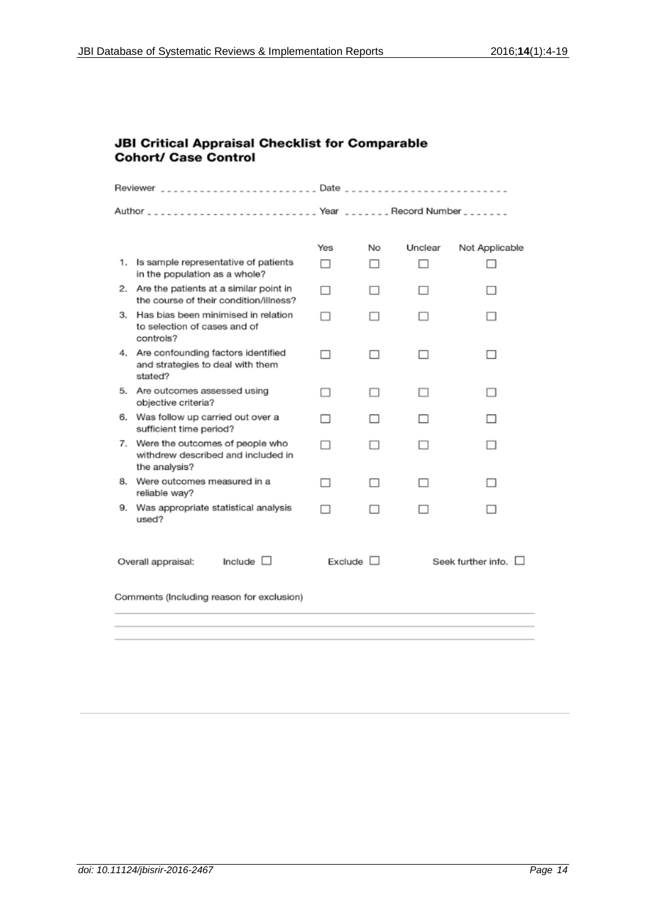## JBI Critical Appraisal Checklist for Comparable Cohort/ Case Control

Reviewer ________________________ Date ________________________

Author ________________________ Year _______ Record Number _______

| | Yes | No | Unclear | Not Applicable |
|---|---|---|---|---|
| 1. Is sample representative of patients in the population as a whole? | ☐ | ☐ | ☐ | ☐ |
| 2. Are the patients at a similar point in the course of their condition/illness? | ☐ | ☐ | ☐ | ☐ |
| 3. Has bias been minimised in relation to selection of cases and of controls? | ☐ | ☐ | ☐ | ☐ |
| 4. Are confounding factors identified and strategies to deal with them stated? | ☐ | ☐ | ☐ | ☐ |
| 5. Are outcomes assessed using objective criteria? | ☐ | ☐ | ☐ | ☐ |
| 6. Was follow up carried out over a sufficient time period? | ☐ | ☐ | ☐ | ☐ |
| 7. Were the outcomes of people who withdrew described and included in the analysis? | ☐ | ☐ | ☐ | ☐ |
| 8. Were outcomes measured in a reliable way? | ☐ | ☐ | ☐ | ☐ |
| 9. Was appropriate statistical analysis used? | ☐ | ☐ | ☐ | ☐ |

Overall appraisal: Include ☐ Exclude ☐ Seek further info. ☐

Comments (Including reason for exclusion)

______________________________________________________________

______________________________________________________________

______________________________________________________________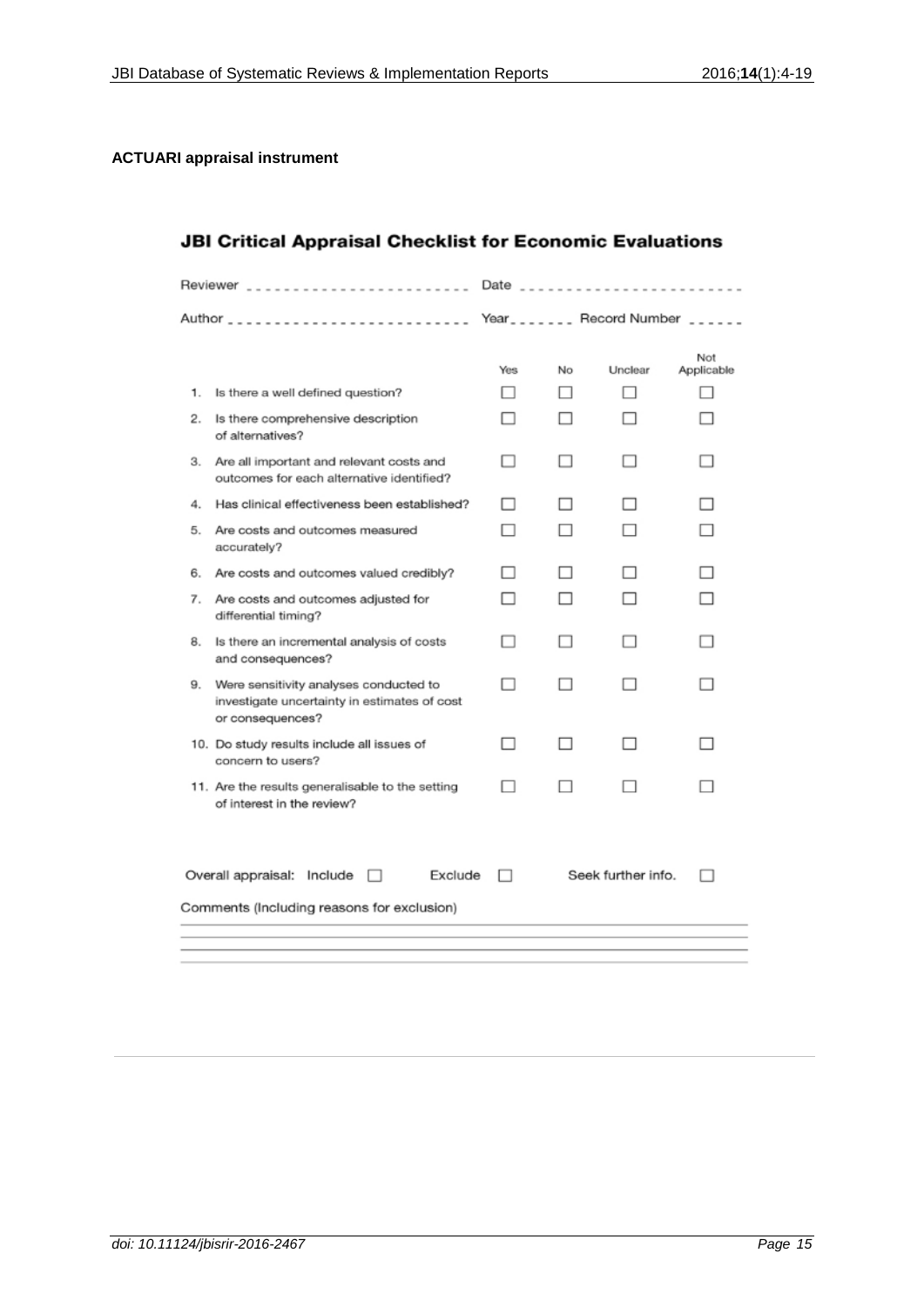**ACTUARI appraisal instrument**

## JBI Critical Appraisal Checklist for Economic Evaluations

Reviewer ______________________ Date ______________________

Author ______________________ Year _______ Record Number ______

| | | Yes | No | Unclear | Not Applicable |
|---|---|---|---|---|---|
| 1. | Is there a well defined question? | ☐ | ☐ | ☐ | ☐ |
| 2. | Is there comprehensive description of alternatives? | ☐ | ☐ | ☐ | ☐ |
| 3. | Are all important and relevant costs and outcomes for each alternative identified? | ☐ | ☐ | ☐ | ☐ |
| 4. | Has clinical effectiveness been established? | ☐ | ☐ | ☐ | ☐ |
| 5. | Are costs and outcomes measured accurately? | ☐ | ☐ | ☐ | ☐ |
| 6. | Are costs and outcomes valued credibly? | ☐ | ☐ | ☐ | ☐ |
| 7. | Are costs and outcomes adjusted for differential timing? | ☐ | ☐ | ☐ | ☐ |
| 8. | Is there an incremental analysis of costs and consequences? | ☐ | ☐ | ☐ | ☐ |
| 9. | Were sensitivity analyses conducted to investigate uncertainty in estimates of cost or consequences? | ☐ | ☐ | ☐ | ☐ |
| 10. | Do study results include all issues of concern to users? | ☐ | ☐ | ☐ | ☐ |
| 11. | Are the results generalisable to the setting of interest in the review? | ☐ | ☐ | ☐ | ☐ |

Overall appraisal: Include ☐ Exclude ☐ Seek further info. ☐

Comments (Including reasons for exclusion)

______________________________________________________________

______________________________________________________________

______________________________________________________________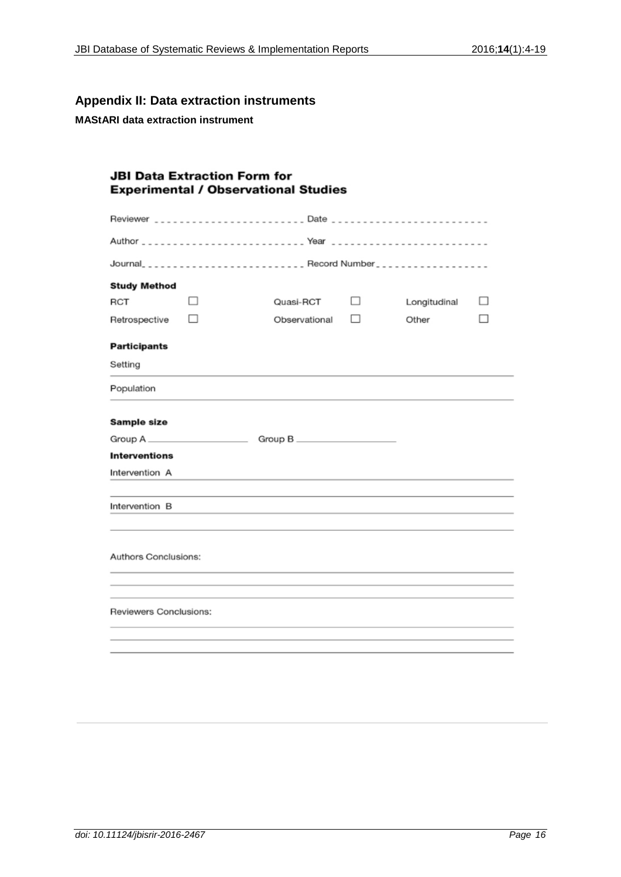## Appendix II: Data extraction instruments

**MAStARI data extraction instrument**

### JBI Data Extraction Form for Experimental / Observational Studies

Reviewer _______________________ Date _______________________

Author _______________________ Year _______________________

Journal _______________________ Record Number _______________________

**Study Method**

| | | | | | |
|---|---|---|---|---|---|
| RCT | ☐ | Quasi-RCT | ☐ | Longitudinal | ☐ |
| Retrospective | ☐ | Observational | ☐ | Other | ☐ |

**Participants**

Setting _______________________

Population _______________________

**Sample size**

Group A _______________ Group B _______________

**Interventions**

Intervention A _______________________

Intervention B _______________________

Authors Conclusions: _______________________

Reviewers Conclusions: _______________________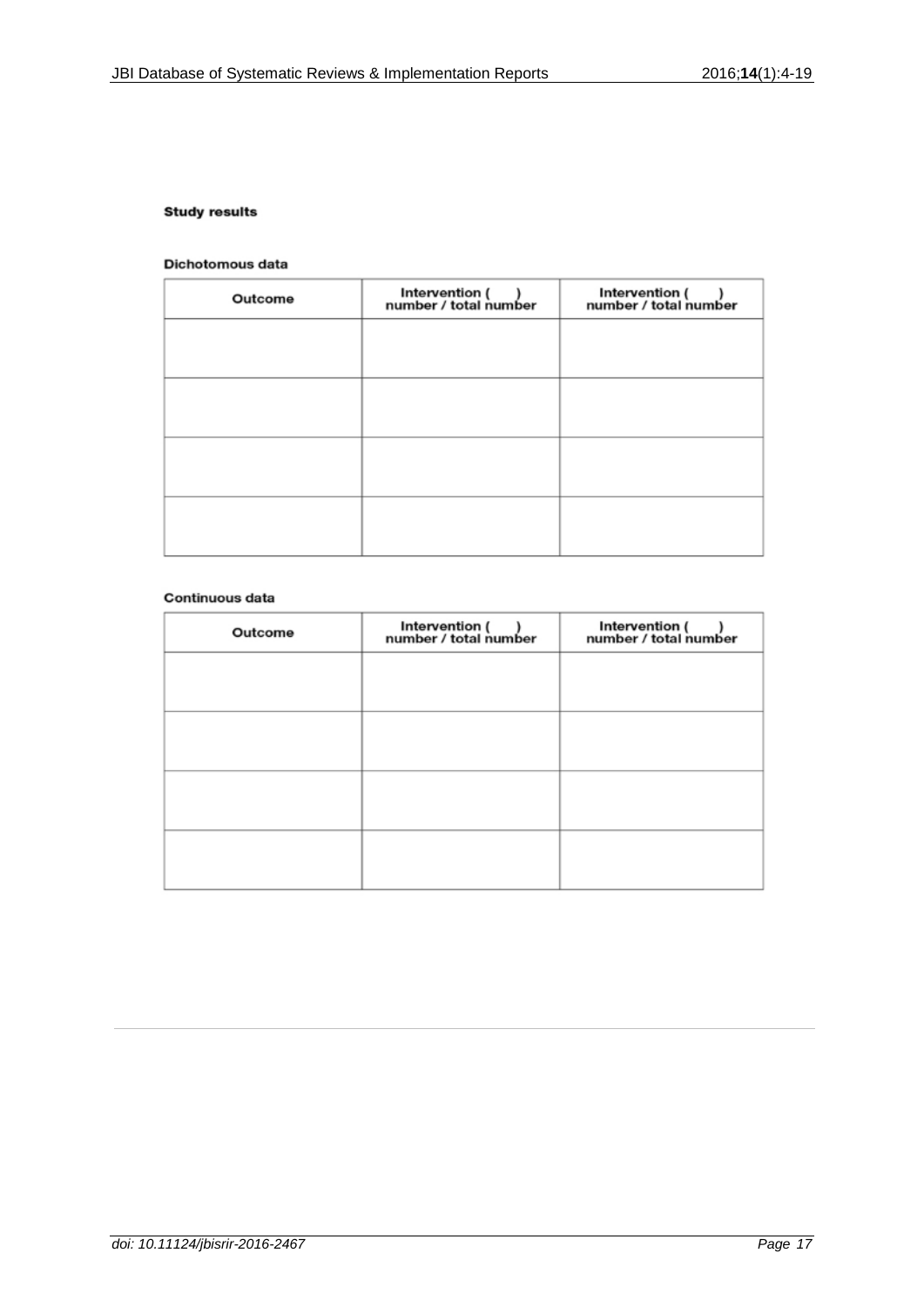**Study results**

Dichotomous data

| Outcome | Intervention ( ) number / total number | Intervention ( ) number / total number |
|---|---|---|
| | | |
| | | |
| | | |
| | | |

Continuous data

| Outcome | Intervention ( ) number / total number | Intervention ( ) number / total number |
|---|---|---|
| | | |
| | | |
| | | |
| | | |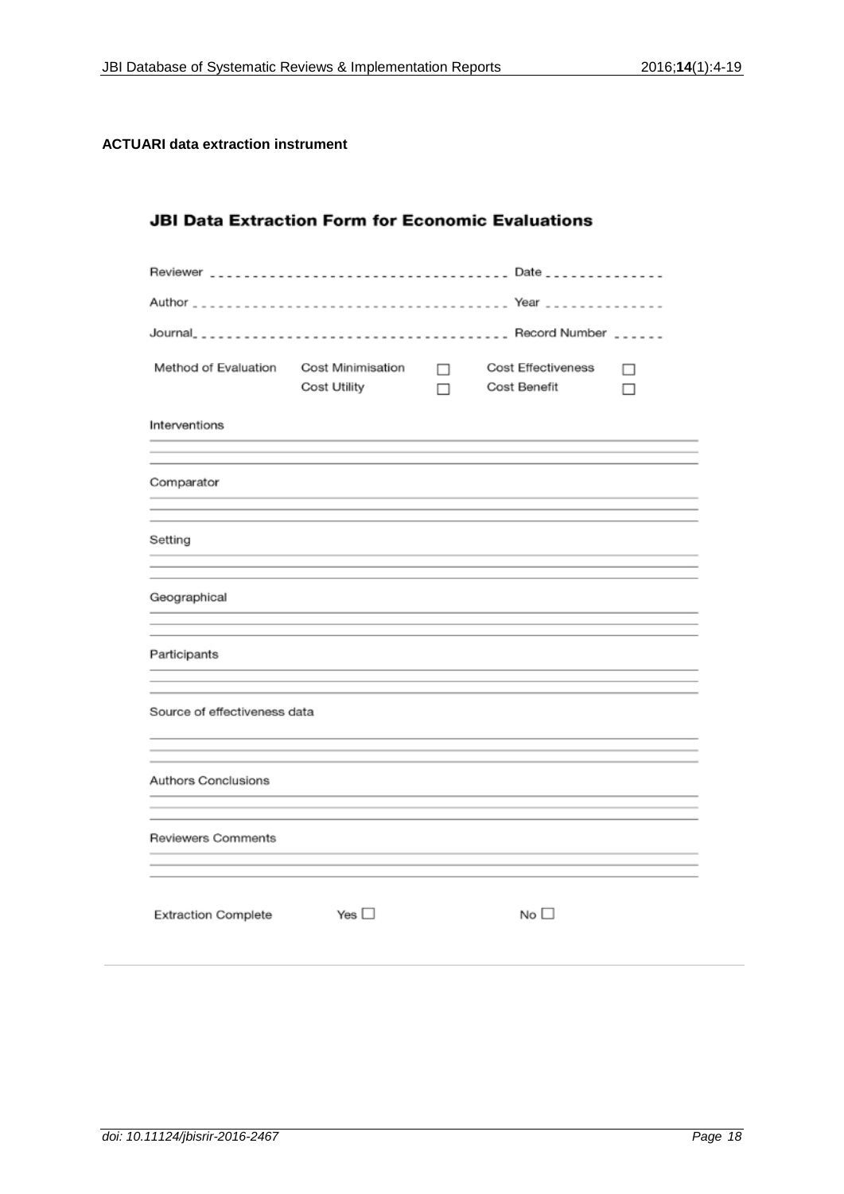**ACTUARI data extraction instrument**

## JBI Data Extraction Form for Economic Evaluations

Reviewer ________________________________ Date ______________

Author ________________________________ Year ______________

Journal ________________________________ Record Number ______

| Method of Evaluation | Cost Minimisation | ☐ | Cost Effectiveness | ☐ |
|---|---|---|---|---|
| | Cost Utility | ☐ | Cost Benefit | ☐ |

Interventions

______________________________________________________________

______________________________________________________________

Comparator

______________________________________________________________

______________________________________________________________

Setting

______________________________________________________________

______________________________________________________________

Geographical

______________________________________________________________

______________________________________________________________

Participants

______________________________________________________________

______________________________________________________________

Source of effectiveness data

______________________________________________________________

______________________________________________________________

Authors Conclusions

______________________________________________________________

______________________________________________________________

Reviewers Comments

______________________________________________________________

______________________________________________________________

Extraction Complete Yes ☐ No ☐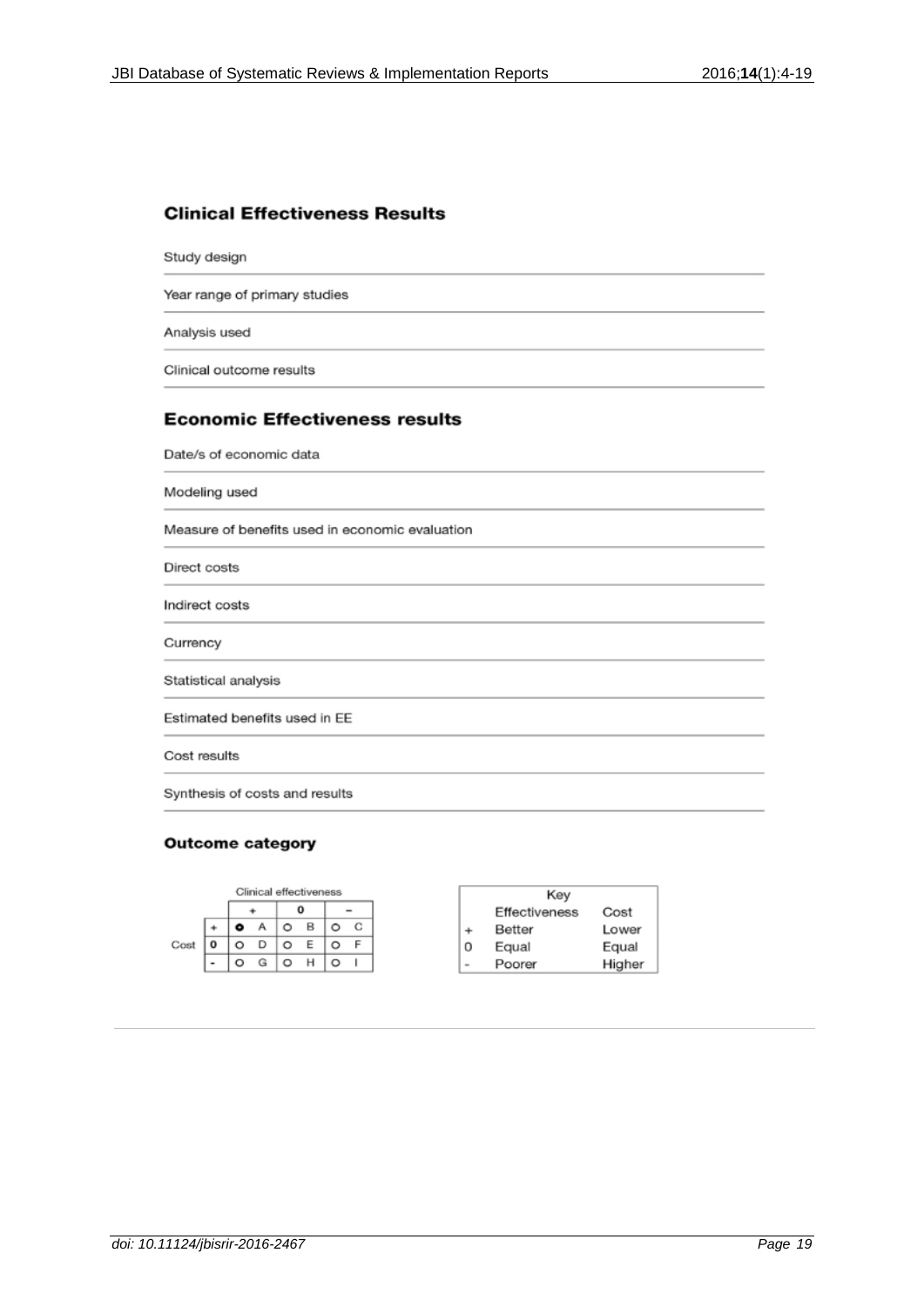## Clinical Effectiveness Results

Study design

Year range of primary studies

Analysis used

Clinical outcome results

## Economic Effectiveness results

Date/s of economic data

Modeling used

Measure of benefits used in economic evaluation

Direct costs

Indirect costs

Currency

Statistical analysis

Estimated benefits used in EE

Cost results

Synthesis of costs and results

### Outcome category

| | | Clinical effectiveness | | |
|---|---|---|---|---|
| | | + | 0 | – |
| | + | ● A | ○ B | ○ C |
| Cost | 0 | ○ D | ○ E | ○ F |
| | - | ○ G | ○ H | ○ I |

| Key | | |
|---|---|---|
| | Effectiveness | Cost |
| + | Better | Lower |
| 0 | Equal | Equal |
| - | Poorer | Higher |